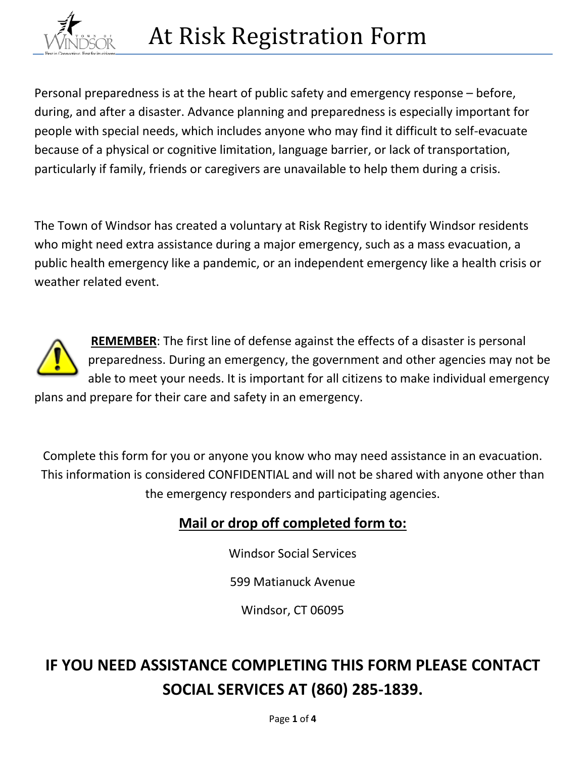# At Risk Registration Form

Personal preparedness is at the heart of public safety and emergency response – before, during, and after a disaster. Advance planning and preparedness is especially important for people with special needs, which includes anyone who may find it difficult to self-evacuate because of a physical or cognitive limitation, language barrier, or lack of transportation, particularly if family, friends or caregivers are unavailable to help them during a crisis.

The Town of Windsor has created a voluntary at Risk Registry to identify Windsor residents who might need extra assistance during a major emergency, such as a mass evacuation, a public health emergency like a pandemic, or an independent emergency like a health crisis or weather related event.

**REMEMBER**: The first line of defense against the effects of a disaster is personal preparedness. During an emergency, the government and other agencies may not be able to meet your needs. It is important for all citizens to make individual emergency plans and prepare for their care and safety in an emergency.

Complete this form for you or anyone you know who may need assistance in an evacuation. This information is considered CONFIDENTIAL and will not be shared with anyone other than the emergency responders and participating agencies.

**Mail or drop off completed form to:**

Windsor Social Services

599 Matianuck Avenue

Windsor, CT 06095

## IF YOU NEED ASSISTANCE COMPLETING THIS FORM PLEASE CONTACT SOCIAL SERVICES AT (860) 285-1839.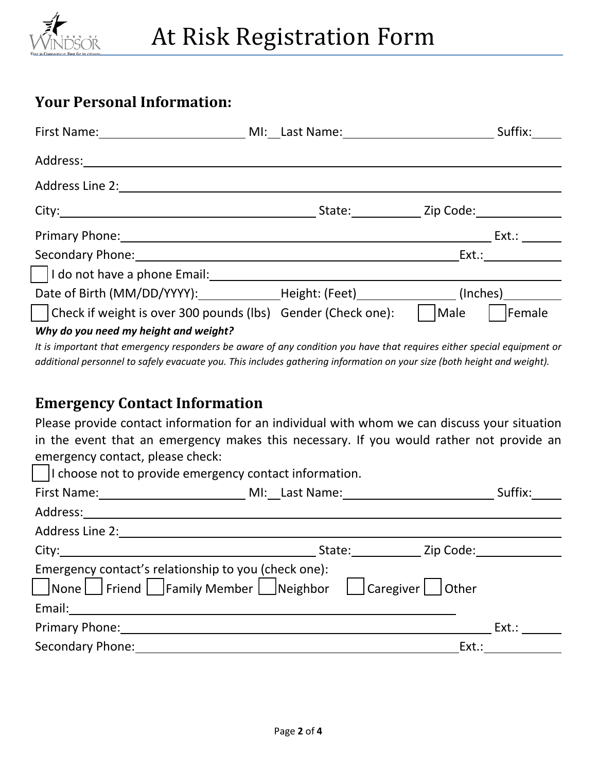# At Risk Registration Form

## Your Personal Information:

First Name:______________________ MI:__ Last Name:______________________ Suffix:____

Address:____________________________________________________________

Address Line 2:______________________________________________________

City:______________________________ State:__________ Zip Code:____________

Primary Phone:_____________________________________________ Ext.: ______

Secondary Phone:__________________________________________ Ext.:__________

☐ I do not have a phone Email:_______________________________________________

Date of Birth (MM/DD/YYYY):___________ Height: (Feet)______________ (Inches)________

☐ Check if weight is over 300 pounds (lbs) Gender (Check one): ☐ Male ☐ Female

***Why do you need my height and weight?***

*It is important that emergency responders be aware of any condition you have that requires either special equipment or additional personnel to safely evacuate you. This includes gathering information on your size (both height and weight).*

## Emergency Contact Information

Please provide contact information for an individual with whom we can discuss your situation in the event that an emergency makes this necessary. If you would rather not provide an emergency contact, please check:

☐ I choose not to provide emergency contact information.

First Name:______________________ MI:__ Last Name:______________________ Suffix:____

Address:____________________________________________________________

Address Line 2:______________________________________________________

City:______________________________ State:__________ Zip Code:____________

Emergency contact's relationship to you (check one):

☐ None ☐ Friend ☐ Family Member ☐ Neighbor ☐ Caregiver ☐ Other

Email:______________________________________________________

Primary Phone:_____________________________________________ Ext.: ______

Secondary Phone:__________________________________________ Ext.:__________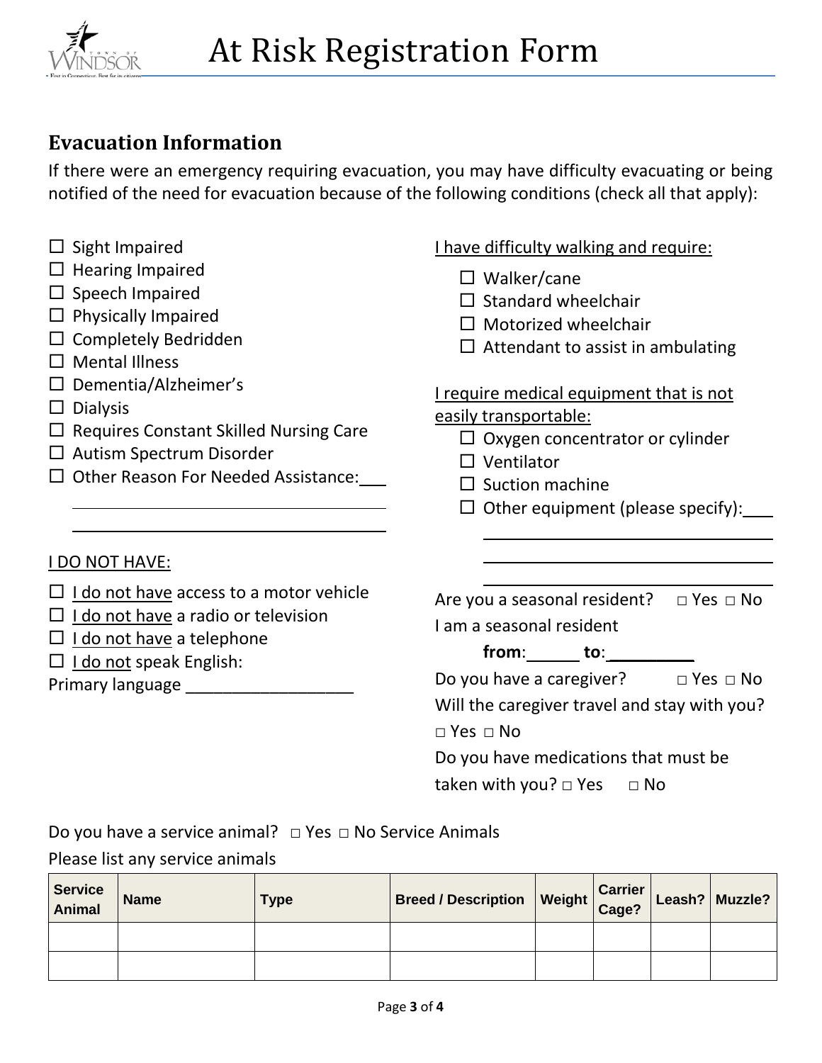# At Risk Registration Form

## Evacuation Information

If there were an emergency requiring evacuation, you may have difficulty evacuating or being notified of the need for evacuation because of the following conditions (check all that apply):

- ☐ Sight Impaired
- ☐ Hearing Impaired
- ☐ Speech Impaired
- ☐ Physically Impaired
- ☐ Completely Bedridden
- ☐ Mental Illness
- ☐ Dementia/Alzheimer's
- ☐ Dialysis
- ☐ Requires Constant Skilled Nursing Care
- ☐ Autism Spectrum Disorder
- ☐ Other Reason For Needed Assistance:___

______________________________

______________________________

<u>I DO NOT HAVE:</u>

- ☐ <u>I do not have</u> access to a motor vehicle
- ☐ <u>I do not have</u> a radio or television
- ☐ <u>I do not have</u> a telephone
- ☐ <u>I do not</u> speak English:

Primary language __________________

<u>I have difficulty walking and require:</u>

- ☐ Walker/cane
- ☐ Standard wheelchair
- ☐ Motorized wheelchair
- ☐ Attendant to assist in ambulating

<u>I require medical equipment that is not easily transportable:</u>

- ☐ Oxygen concentrator or cylinder
- ☐ Ventilator
- ☐ Suction machine
- ☐ Other equipment (please specify):___

______________________________

______________________________

______________________________

Are you a seasonal resident? □ Yes □ No

I am a seasonal resident

**from**:______ **to**:__________

Do you have a caregiver? □ Yes □ No

Will the caregiver travel and stay with you? □ Yes □ No

Do you have medications that must be taken with you? □ Yes □ No

Do you have a service animal? □ Yes □ No Service Animals

Please list any service animals

| Service Animal | Name | Type | Breed / Description | Weight | Carrier Cage? | Leash? | Muzzle? |
|---|---|---|---|---|---|---|---|
| | | | | | | | |
| | | | | | | | |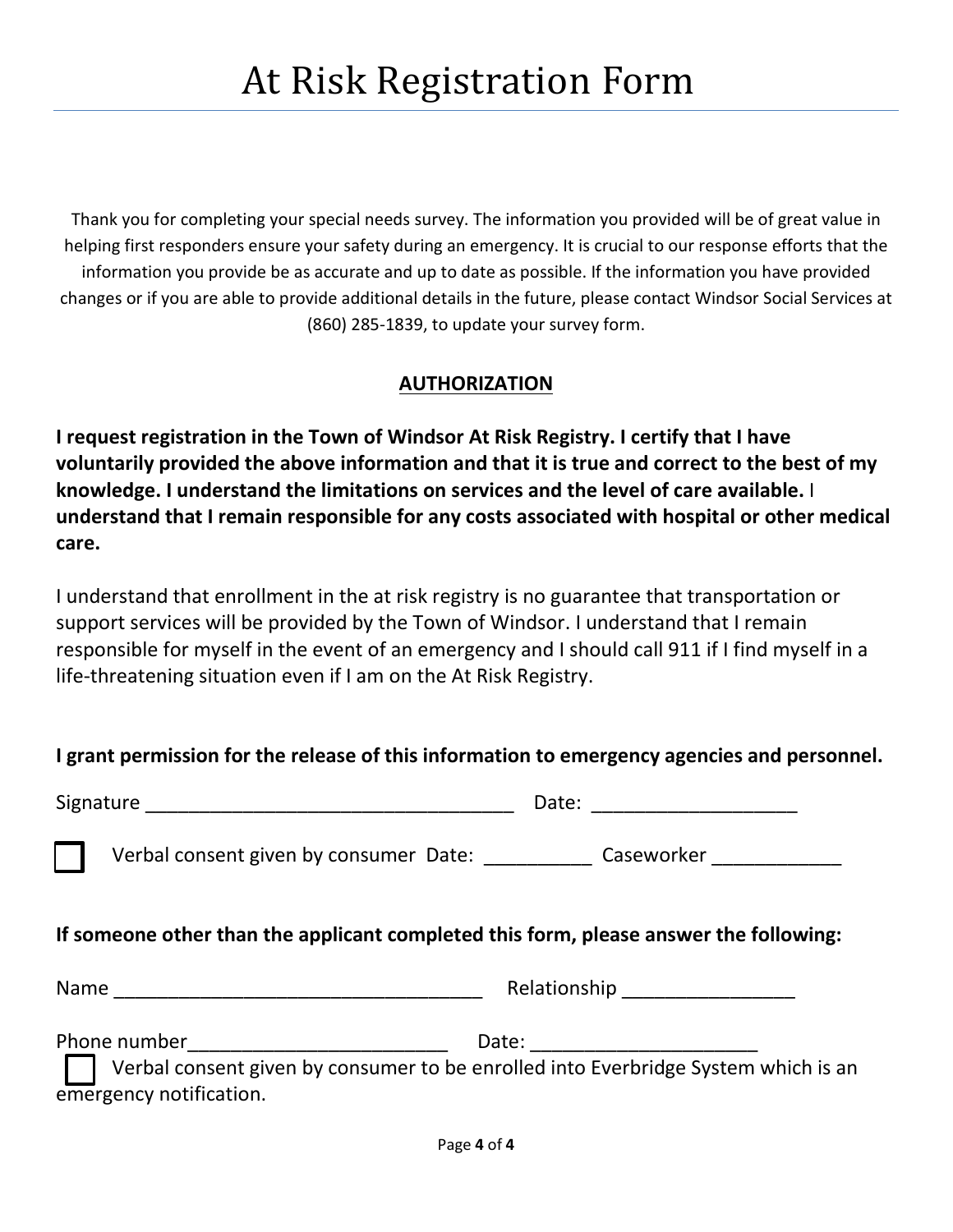# At Risk Registration Form

Thank you for completing your special needs survey. The information you provided will be of great value in helping first responders ensure your safety during an emergency. It is crucial to our response efforts that the information you provide be as accurate and up to date as possible. If the information you have provided changes or if you are able to provide additional details in the future, please contact Windsor Social Services at (860) 285-1839, to update your survey form.

**AUTHORIZATION**

**I request registration in the Town of Windsor At Risk Registry. I certify that I have voluntarily provided the above information and that it is true and correct to the best of my knowledge. I understand the limitations on services and the level of care available.** I **understand that I remain responsible for any costs associated with hospital or other medical care.**

I understand that enrollment in the at risk registry is no guarantee that transportation or support services will be provided by the Town of Windsor. I understand that I remain responsible for myself in the event of an emergency and I should call 911 if I find myself in a life-threatening situation even if I am on the At Risk Registry.

**I grant permission for the release of this information to emergency agencies and personnel.**

Signature ___________________________________ Date: ___________________

☐ Verbal consent given by consumer Date: __________ Caseworker ____________

**If someone other than the applicant completed this form, please answer the following:**

Name ___________________________________ Relationship ________________

Phone number_________________________ Date: _____________________

☐ Verbal consent given by consumer to be enrolled into Everbridge System which is an emergency notification.